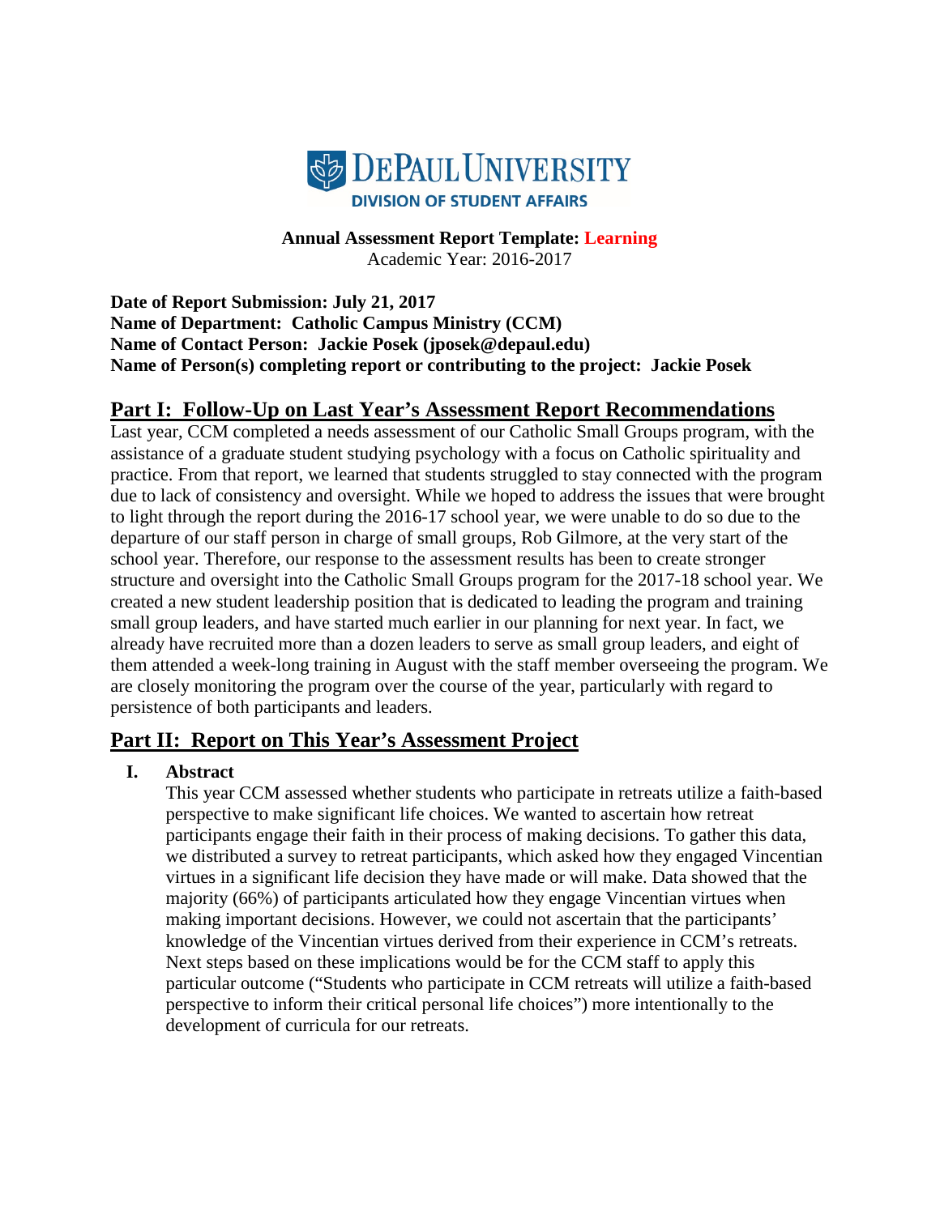DePaul University
DIVISION OF STUDENT AFFAIRS

**Annual Assessment Report Template: Learning**
Academic Year: 2016-2017

**Date of Report Submission: July 21, 2017**
**Name of Department: Catholic Campus Ministry (CCM)**
**Name of Contact Person: Jackie Posek (jposek@depaul.edu)**
**Name of Person(s) completing report or contributing to the project: Jackie Posek**

## Part I: Follow-Up on Last Year's Assessment Report Recommendations

Last year, CCM completed a needs assessment of our Catholic Small Groups program, with the assistance of a graduate student studying psychology with a focus on Catholic spirituality and practice. From that report, we learned that students struggled to stay connected with the program due to lack of consistency and oversight. While we hoped to address the issues that were brought to light through the report during the 2016-17 school year, we were unable to do so due to the departure of our staff person in charge of small groups, Rob Gilmore, at the very start of the school year. Therefore, our response to the assessment results has been to create stronger structure and oversight into the Catholic Small Groups program for the 2017-18 school year. We created a new student leadership position that is dedicated to leading the program and training small group leaders, and have started much earlier in our planning for next year. In fact, we already have recruited more than a dozen leaders to serve as small group leaders, and eight of them attended a week-long training in August with the staff member overseeing the program. We are closely monitoring the program over the course of the year, particularly with regard to persistence of both participants and leaders.

## Part II: Report on This Year's Assessment Project

### I. Abstract

This year CCM assessed whether students who participate in retreats utilize a faith-based perspective to make significant life choices. We wanted to ascertain how retreat participants engage their faith in their process of making decisions. To gather this data, we distributed a survey to retreat participants, which asked how they engaged Vincentian virtues in a significant life decision they have made or will make. Data showed that the majority (66%) of participants articulated how they engage Vincentian virtues when making important decisions. However, we could not ascertain that the participants' knowledge of the Vincentian virtues derived from their experience in CCM's retreats. Next steps based on these implications would be for the CCM staff to apply this particular outcome ("Students who participate in CCM retreats will utilize a faith-based perspective to inform their critical personal life choices") more intentionally to the development of curricula for our retreats.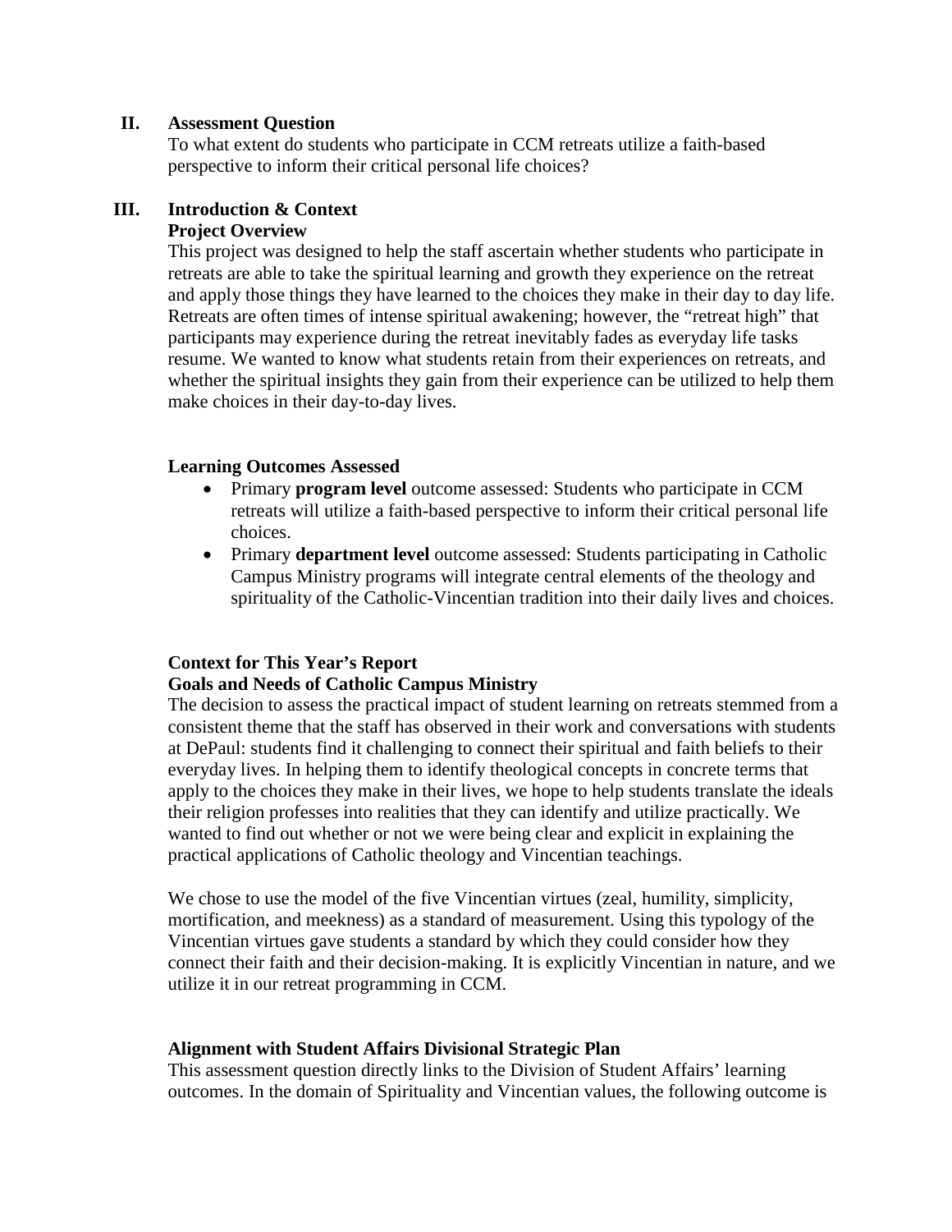## II. Assessment Question

To what extent do students who participate in CCM retreats utilize a faith-based perspective to inform their critical personal life choices?

## III. Introduction & Context

### Project Overview

This project was designed to help the staff ascertain whether students who participate in retreats are able to take the spiritual learning and growth they experience on the retreat and apply those things they have learned to the choices they make in their day to day life. Retreats are often times of intense spiritual awakening; however, the "retreat high" that participants may experience during the retreat inevitably fades as everyday life tasks resume. We wanted to know what students retain from their experiences on retreats, and whether the spiritual insights they gain from their experience can be utilized to help them make choices in their day-to-day lives.

### Learning Outcomes Assessed

- Primary **program level** outcome assessed: Students who participate in CCM retreats will utilize a faith-based perspective to inform their critical personal life choices.
- Primary **department level** outcome assessed: Students participating in Catholic Campus Ministry programs will integrate central elements of the theology and spirituality of the Catholic-Vincentian tradition into their daily lives and choices.

### Context for This Year's Report

### Goals and Needs of Catholic Campus Ministry

The decision to assess the practical impact of student learning on retreats stemmed from a consistent theme that the staff has observed in their work and conversations with students at DePaul: students find it challenging to connect their spiritual and faith beliefs to their everyday lives. In helping them to identify theological concepts in concrete terms that apply to the choices they make in their lives, we hope to help students translate the ideals their religion professes into realities that they can identify and utilize practically. We wanted to find out whether or not we were being clear and explicit in explaining the practical applications of Catholic theology and Vincentian teachings.

We chose to use the model of the five Vincentian virtues (zeal, humility, simplicity, mortification, and meekness) as a standard of measurement. Using this typology of the Vincentian virtues gave students a standard by which they could consider how they connect their faith and their decision-making. It is explicitly Vincentian in nature, and we utilize it in our retreat programming in CCM.

### Alignment with Student Affairs Divisional Strategic Plan

This assessment question directly links to the Division of Student Affairs' learning outcomes. In the domain of Spirituality and Vincentian values, the following outcome is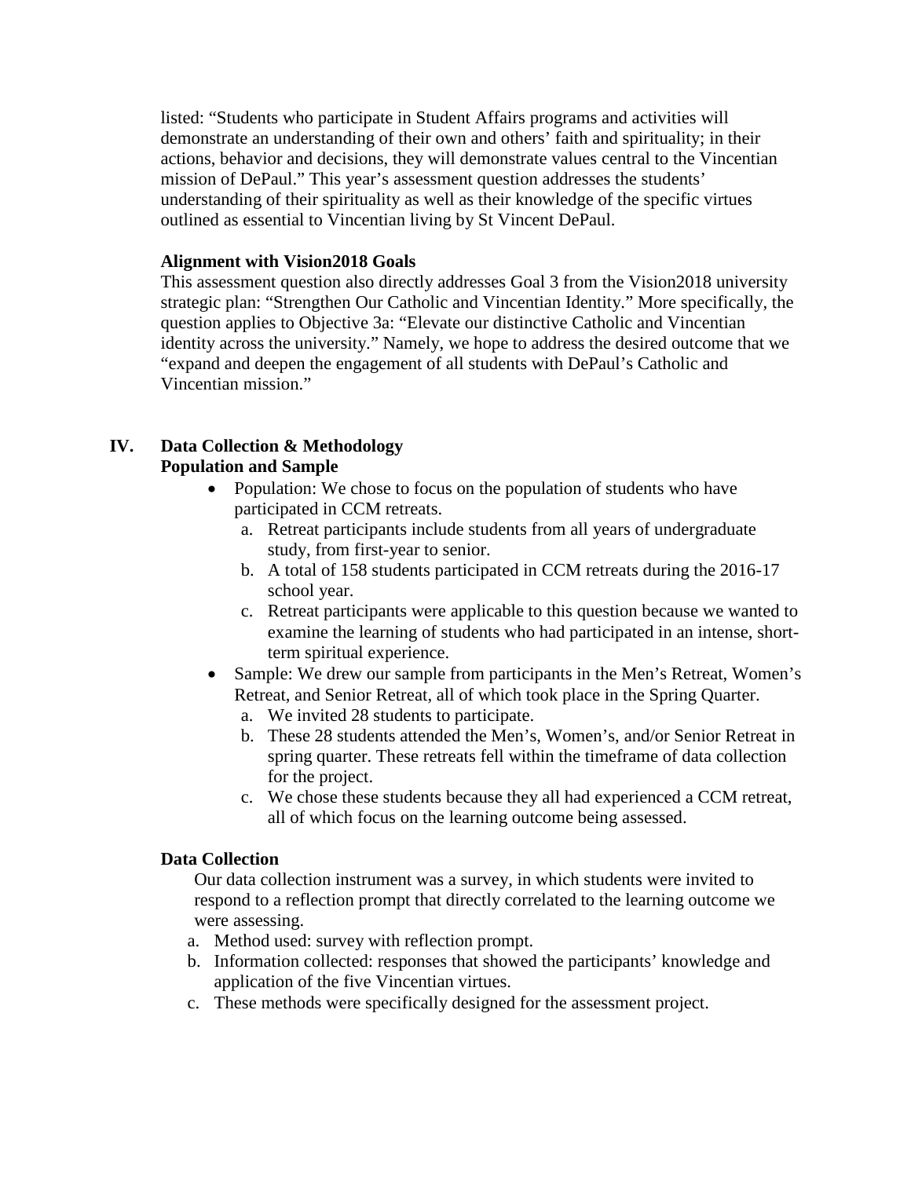listed: "Students who participate in Student Affairs programs and activities will demonstrate an understanding of their own and others' faith and spirituality; in their actions, behavior and decisions, they will demonstrate values central to the Vincentian mission of DePaul." This year's assessment question addresses the students' understanding of their spirituality as well as their knowledge of the specific virtues outlined as essential to Vincentian living by St Vincent DePaul.

**Alignment with Vision2018 Goals**

This assessment question also directly addresses Goal 3 from the Vision2018 university strategic plan: "Strengthen Our Catholic and Vincentian Identity." More specifically, the question applies to Objective 3a: "Elevate our distinctive Catholic and Vincentian identity across the university." Namely, we hope to address the desired outcome that we "expand and deepen the engagement of all students with DePaul's Catholic and Vincentian mission."

## IV. Data Collection & Methodology

**Population and Sample**

- Population: We chose to focus on the population of students who have participated in CCM retreats.
  a. Retreat participants include students from all years of undergraduate study, from first-year to senior.
  b. A total of 158 students participated in CCM retreats during the 2016-17 school year.
  c. Retreat participants were applicable to this question because we wanted to examine the learning of students who had participated in an intense, short-term spiritual experience.
- Sample: We drew our sample from participants in the Men's Retreat, Women's Retreat, and Senior Retreat, all of which took place in the Spring Quarter.
  a. We invited 28 students to participate.
  b. These 28 students attended the Men's, Women's, and/or Senior Retreat in spring quarter. These retreats fell within the timeframe of data collection for the project.
  c. We chose these students because they all had experienced a CCM retreat, all of which focus on the learning outcome being assessed.

**Data Collection**

Our data collection instrument was a survey, in which students were invited to respond to a reflection prompt that directly correlated to the learning outcome we were assessing.

a. Method used: survey with reflection prompt.
b. Information collected: responses that showed the participants' knowledge and application of the five Vincentian virtues.
c. These methods were specifically designed for the assessment project.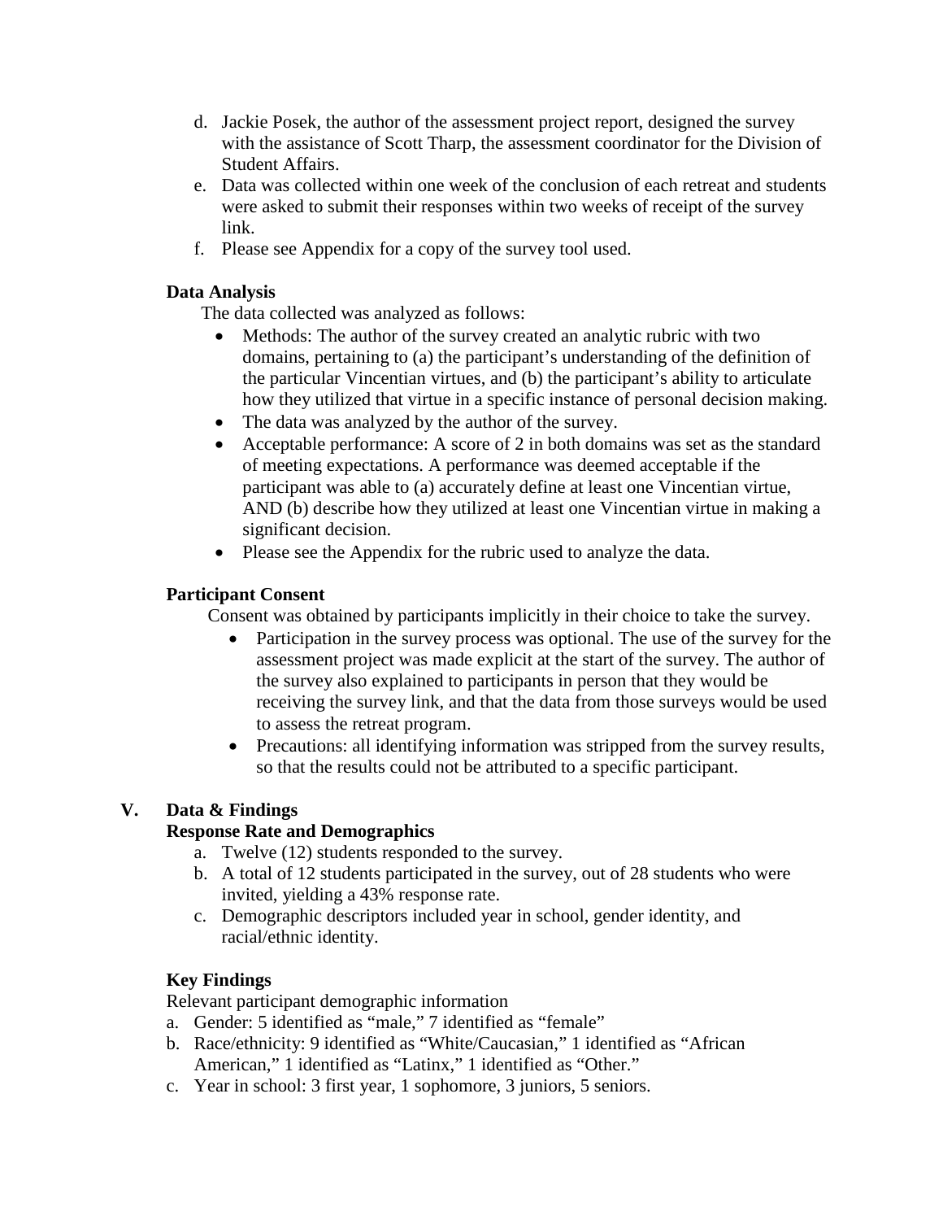d. Jackie Posek, the author of the assessment project report, designed the survey with the assistance of Scott Tharp, the assessment coordinator for the Division of Student Affairs.
e. Data was collected within one week of the conclusion of each retreat and students were asked to submit their responses within two weeks of receipt of the survey link.
f. Please see Appendix for a copy of the survey tool used.

**Data Analysis**

The data collected was analyzed as follows:

- Methods: The author of the survey created an analytic rubric with two domains, pertaining to (a) the participant's understanding of the definition of the particular Vincentian virtues, and (b) the participant's ability to articulate how they utilized that virtue in a specific instance of personal decision making.
- The data was analyzed by the author of the survey.
- Acceptable performance: A score of 2 in both domains was set as the standard of meeting expectations. A performance was deemed acceptable if the participant was able to (a) accurately define at least one Vincentian virtue, AND (b) describe how they utilized at least one Vincentian virtue in making a significant decision.
- Please see the Appendix for the rubric used to analyze the data.

**Participant Consent**

Consent was obtained by participants implicitly in their choice to take the survey.

- Participation in the survey process was optional. The use of the survey for the assessment project was made explicit at the start of the survey. The author of the survey also explained to participants in person that they would be receiving the survey link, and that the data from those surveys would be used to assess the retreat program.
- Precautions: all identifying information was stripped from the survey results, so that the results could not be attributed to a specific participant.

## V. Data & Findings

**Response Rate and Demographics**

a. Twelve (12) students responded to the survey.
b. A total of 12 students participated in the survey, out of 28 students who were invited, yielding a 43% response rate.
c. Demographic descriptors included year in school, gender identity, and racial/ethnic identity.

**Key Findings**

Relevant participant demographic information

a. Gender: 5 identified as "male," 7 identified as "female"
b. Race/ethnicity: 9 identified as "White/Caucasian," 1 identified as "African American," 1 identified as "Latinx," 1 identified as "Other."
c. Year in school: 3 first year, 1 sophomore, 3 juniors, 5 seniors.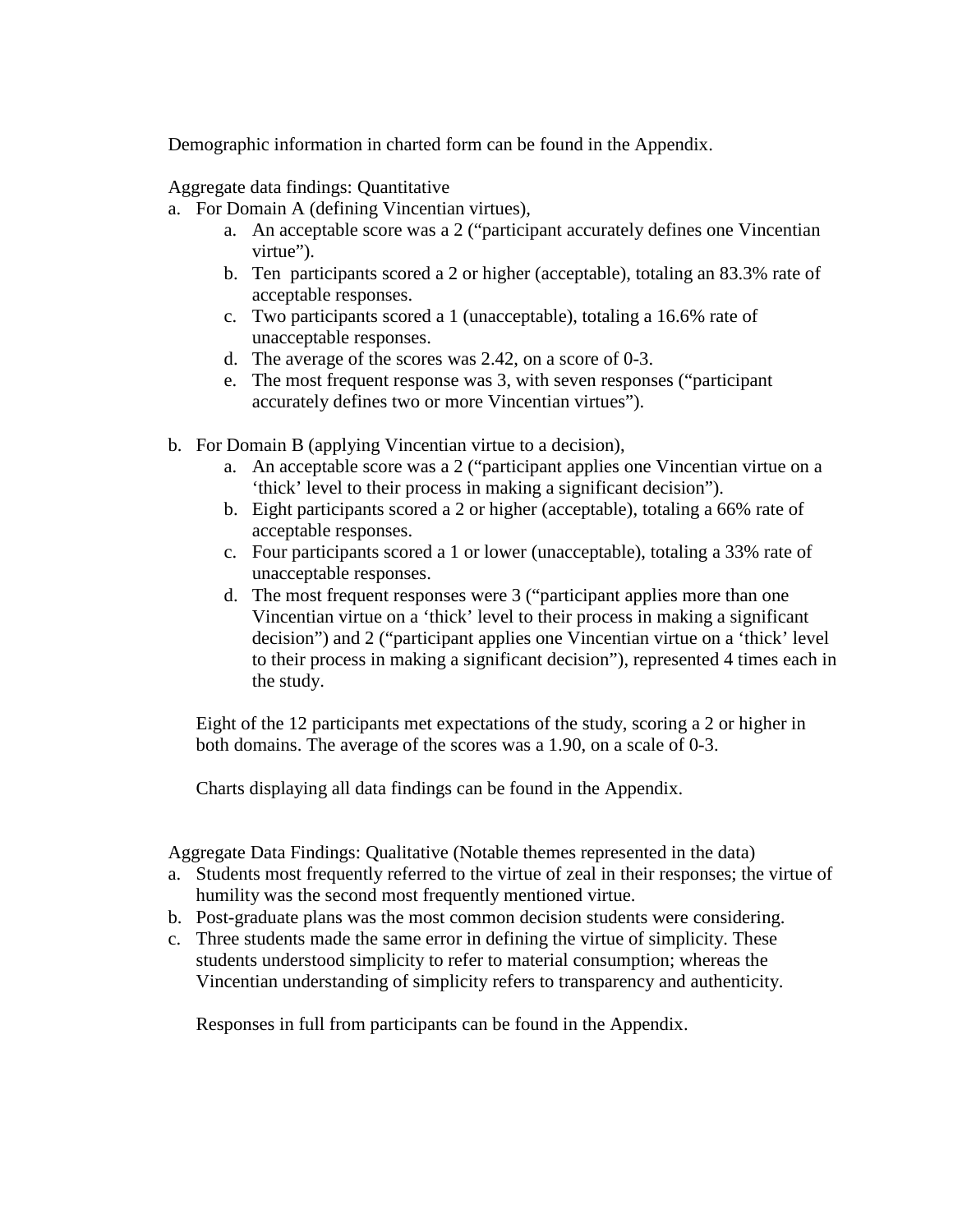Demographic information in charted form can be found in the Appendix.

Aggregate data findings: Quantitative

a. For Domain A (defining Vincentian virtues),
    a. An acceptable score was a 2 ("participant accurately defines one Vincentian virtue").
    b. Ten participants scored a 2 or higher (acceptable), totaling an 83.3% rate of acceptable responses.
    c. Two participants scored a 1 (unacceptable), totaling a 16.6% rate of unacceptable responses.
    d. The average of the scores was 2.42, on a score of 0-3.
    e. The most frequent response was 3, with seven responses ("participant accurately defines two or more Vincentian virtues").

b. For Domain B (applying Vincentian virtue to a decision),
    a. An acceptable score was a 2 ("participant applies one Vincentian virtue on a 'thick' level to their process in making a significant decision").
    b. Eight participants scored a 2 or higher (acceptable), totaling a 66% rate of acceptable responses.
    c. Four participants scored a 1 or lower (unacceptable), totaling a 33% rate of unacceptable responses.
    d. The most frequent responses were 3 ("participant applies more than one Vincentian virtue on a 'thick' level to their process in making a significant decision") and 2 ("participant applies one Vincentian virtue on a 'thick' level to their process in making a significant decision"), represented 4 times each in the study.

Eight of the 12 participants met expectations of the study, scoring a 2 or higher in both domains. The average of the scores was a 1.90, on a scale of 0-3.

Charts displaying all data findings can be found in the Appendix.

Aggregate Data Findings: Qualitative (Notable themes represented in the data)

a. Students most frequently referred to the virtue of zeal in their responses; the virtue of humility was the second most frequently mentioned virtue.
b. Post-graduate plans was the most common decision students were considering.
c. Three students made the same error in defining the virtue of simplicity. These students understood simplicity to refer to material consumption; whereas the Vincentian understanding of simplicity refers to transparency and authenticity.

Responses in full from participants can be found in the Appendix.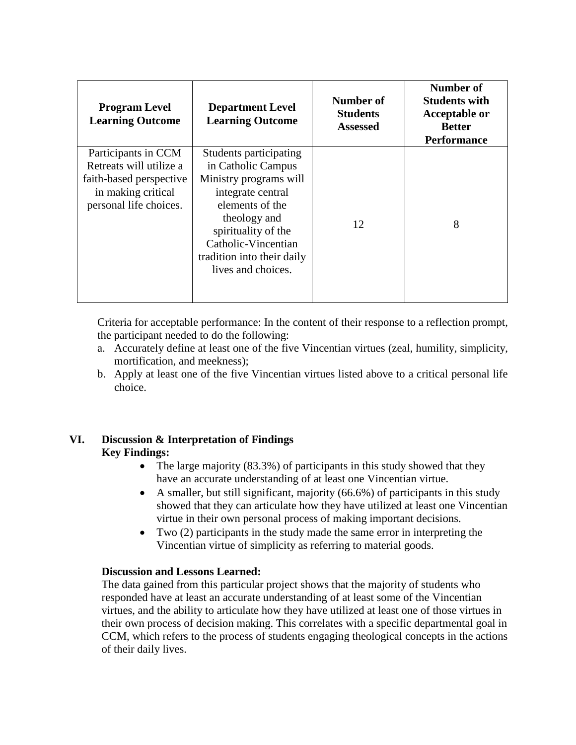| Program Level Learning Outcome | Department Level Learning Outcome | Number of Students Assessed | Number of Students with Acceptable or Better Performance |
|---|---|---|---|
| Participants in CCM Retreats will utilize a faith-based perspective in making critical personal life choices. | Students participating in Catholic Campus Ministry programs will integrate central elements of the theology and spirituality of the Catholic-Vincentian tradition into their daily lives and choices. | 12 | 8 |

Criteria for acceptable performance: In the content of their response to a reflection prompt, the participant needed to do the following:

a. Accurately define at least one of the five Vincentian virtues (zeal, humility, simplicity, mortification, and meekness);
b. Apply at least one of the five Vincentian virtues listed above to a critical personal life choice.

## VI. Discussion & Interpretation of Findings

**Key Findings:**

- The large majority (83.3%) of participants in this study showed that they have an accurate understanding of at least one Vincentian virtue.
- A smaller, but still significant, majority (66.6%) of participants in this study showed that they can articulate how they have utilized at least one Vincentian virtue in their own personal process of making important decisions.
- Two (2) participants in the study made the same error in interpreting the Vincentian virtue of simplicity as referring to material goods.

**Discussion and Lessons Learned:**

The data gained from this particular project shows that the majority of students who responded have at least an accurate understanding of at least some of the Vincentian virtues, and the ability to articulate how they have utilized at least one of those virtues in their own process of decision making. This correlates with a specific departmental goal in CCM, which refers to the process of students engaging theological concepts in the actions of their daily lives.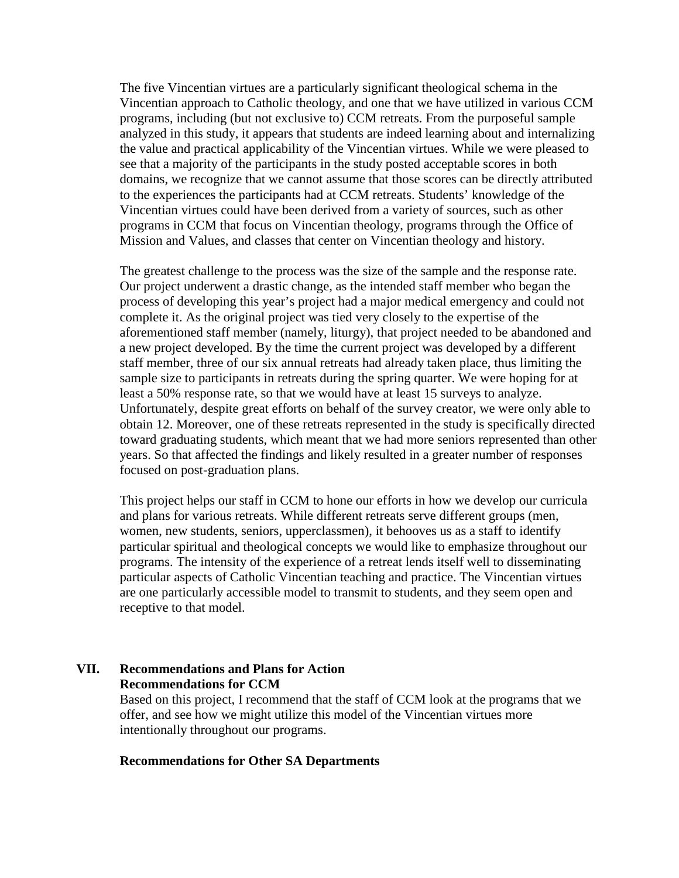The five Vincentian virtues are a particularly significant theological schema in the Vincentian approach to Catholic theology, and one that we have utilized in various CCM programs, including (but not exclusive to) CCM retreats. From the purposeful sample analyzed in this study, it appears that students are indeed learning about and internalizing the value and practical applicability of the Vincentian virtues. While we were pleased to see that a majority of the participants in the study posted acceptable scores in both domains, we recognize that we cannot assume that those scores can be directly attributed to the experiences the participants had at CCM retreats. Students' knowledge of the Vincentian virtues could have been derived from a variety of sources, such as other programs in CCM that focus on Vincentian theology, programs through the Office of Mission and Values, and classes that center on Vincentian theology and history.

The greatest challenge to the process was the size of the sample and the response rate. Our project underwent a drastic change, as the intended staff member who began the process of developing this year's project had a major medical emergency and could not complete it. As the original project was tied very closely to the expertise of the aforementioned staff member (namely, liturgy), that project needed to be abandoned and a new project developed. By the time the current project was developed by a different staff member, three of our six annual retreats had already taken place, thus limiting the sample size to participants in retreats during the spring quarter. We were hoping for at least a 50% response rate, so that we would have at least 15 surveys to analyze. Unfortunately, despite great efforts on behalf of the survey creator, we were only able to obtain 12. Moreover, one of these retreats represented in the study is specifically directed toward graduating students, which meant that we had more seniors represented than other years. So that affected the findings and likely resulted in a greater number of responses focused on post-graduation plans.

This project helps our staff in CCM to hone our efforts in how we develop our curricula and plans for various retreats. While different retreats serve different groups (men, women, new students, seniors, upperclassmen), it behooves us as a staff to identify particular spiritual and theological concepts we would like to emphasize throughout our programs. The intensity of the experience of a retreat lends itself well to disseminating particular aspects of Catholic Vincentian teaching and practice. The Vincentian virtues are one particularly accessible model to transmit to students, and they seem open and receptive to that model.

## VII. Recommendations and Plans for Action

### Recommendations for CCM

Based on this project, I recommend that the staff of CCM look at the programs that we offer, and see how we might utilize this model of the Vincentian virtues more intentionally throughout our programs.

### Recommendations for Other SA Departments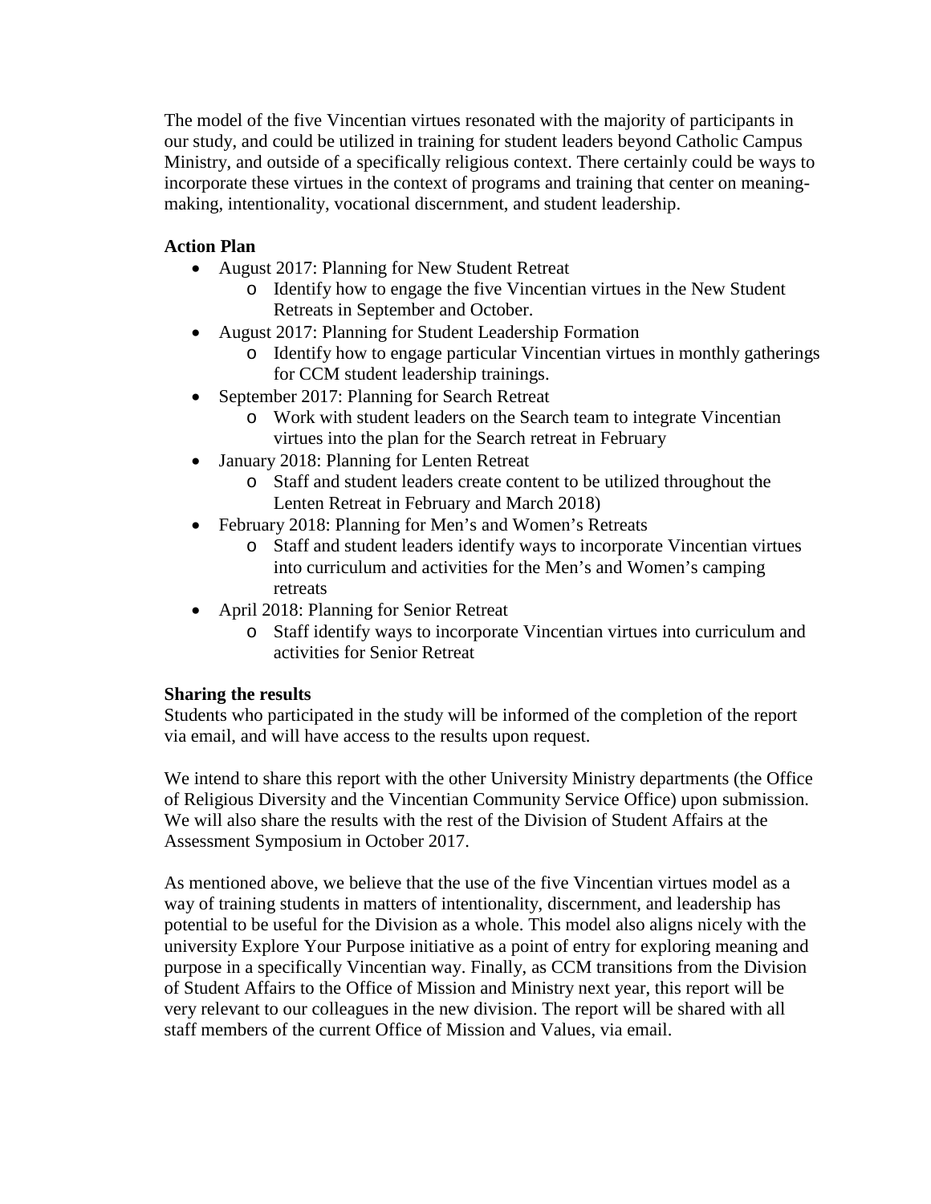The model of the five Vincentian virtues resonated with the majority of participants in our study, and could be utilized in training for student leaders beyond Catholic Campus Ministry, and outside of a specifically religious context. There certainly could be ways to incorporate these virtues in the context of programs and training that center on meaning-making, intentionality, vocational discernment, and student leadership.

**Action Plan**

- August 2017: Planning for New Student Retreat
  - Identify how to engage the five Vincentian virtues in the New Student Retreats in September and October.
- August 2017: Planning for Student Leadership Formation
  - Identify how to engage particular Vincentian virtues in monthly gatherings for CCM student leadership trainings.
- September 2017: Planning for Search Retreat
  - Work with student leaders on the Search team to integrate Vincentian virtues into the plan for the Search retreat in February
- January 2018: Planning for Lenten Retreat
  - Staff and student leaders create content to be utilized throughout the Lenten Retreat in February and March 2018)
- February 2018: Planning for Men's and Women's Retreats
  - Staff and student leaders identify ways to incorporate Vincentian virtues into curriculum and activities for the Men's and Women's camping retreats
- April 2018: Planning for Senior Retreat
  - Staff identify ways to incorporate Vincentian virtues into curriculum and activities for Senior Retreat

**Sharing the results**

Students who participated in the study will be informed of the completion of the report via email, and will have access to the results upon request.

We intend to share this report with the other University Ministry departments (the Office of Religious Diversity and the Vincentian Community Service Office) upon submission. We will also share the results with the rest of the Division of Student Affairs at the Assessment Symposium in October 2017.

As mentioned above, we believe that the use of the five Vincentian virtues model as a way of training students in matters of intentionality, discernment, and leadership has potential to be useful for the Division as a whole. This model also aligns nicely with the university Explore Your Purpose initiative as a point of entry for exploring meaning and purpose in a specifically Vincentian way. Finally, as CCM transitions from the Division of Student Affairs to the Office of Mission and Ministry next year, this report will be very relevant to our colleagues in the new division. The report will be shared with all staff members of the current Office of Mission and Values, via email.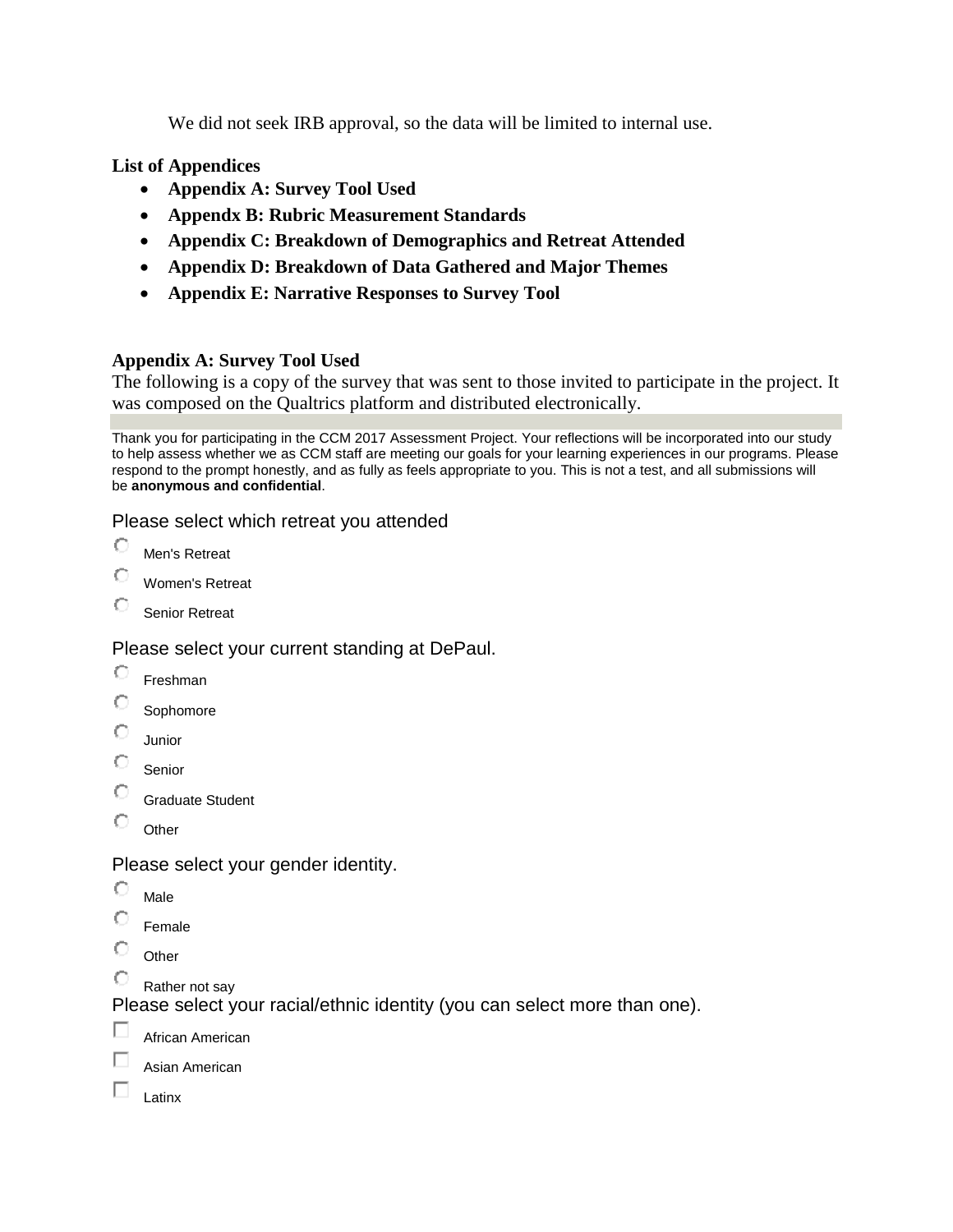We did not seek IRB approval, so the data will be limited to internal use.

**List of Appendices**

- **Appendix A: Survey Tool Used**
- **Appendx B: Rubric Measurement Standards**
- **Appendix C: Breakdown of Demographics and Retreat Attended**
- **Appendix D: Breakdown of Data Gathered and Major Themes**
- **Appendix E: Narrative Responses to Survey Tool**

**Appendix A: Survey Tool Used**

The following is a copy of the survey that was sent to those invited to participate in the project. It was composed on the Qualtrics platform and distributed electronically.

Thank you for participating in the CCM 2017 Assessment Project. Your reflections will be incorporated into our study to help assess whether we as CCM staff are meeting our goals for your learning experiences in our programs. Please respond to the prompt honestly, and as fully as feels appropriate to you. This is not a test, and all submissions will be **anonymous and confidential**.

Please select which retreat you attended

- Men's Retreat
- Women's Retreat
- Senior Retreat

Please select your current standing at DePaul.

- Freshman
- Sophomore
- Junior
- Senior
- Graduate Student
- Other

Please select your gender identity.

- Male
- Female
- Other
- Rather not say

Please select your racial/ethnic identity (you can select more than one).

- African American
- Asian American
- Latinx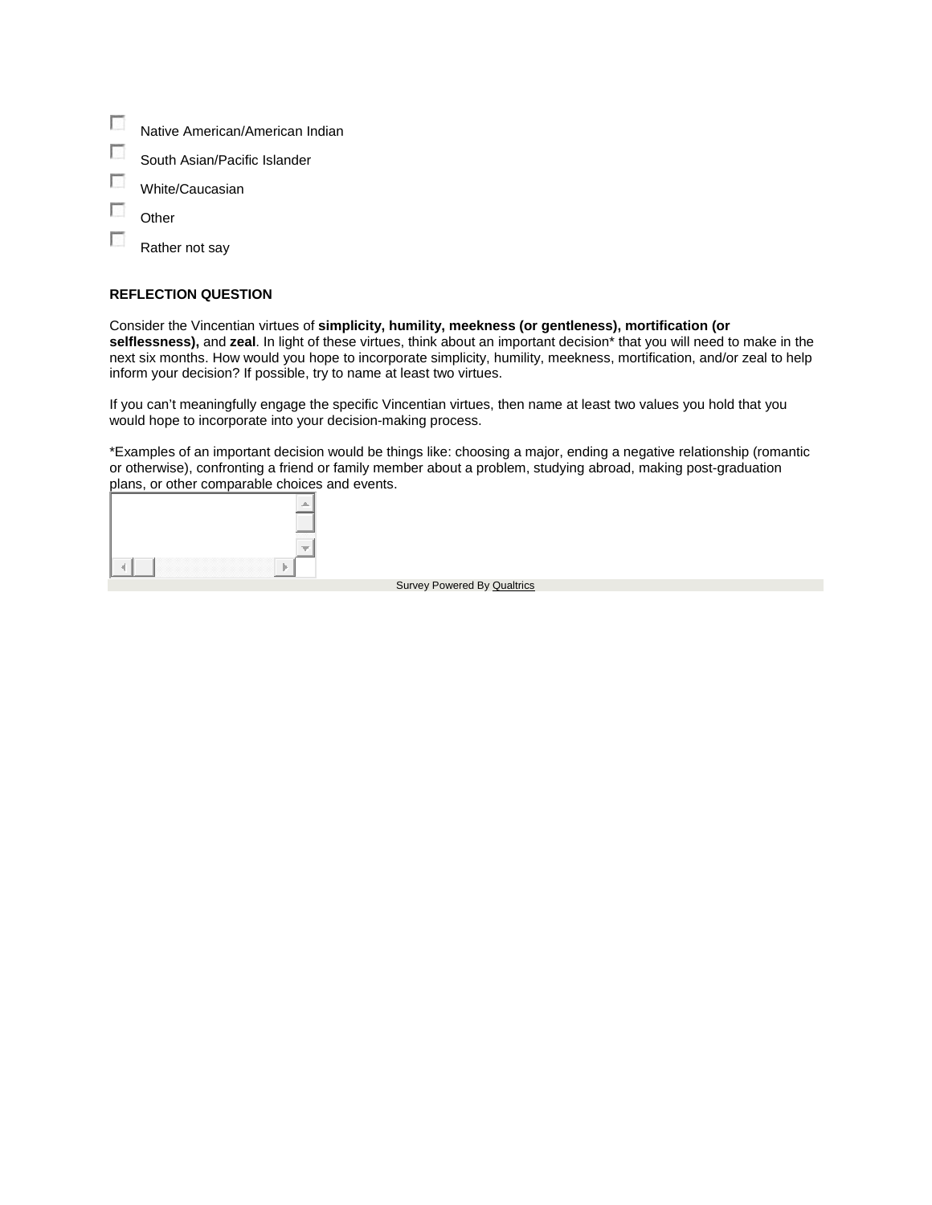- [ ] Native American/American Indian
- [ ] South Asian/Pacific Islander
- [ ] White/Caucasian
- [ ] Other
- [ ] Rather not say

**REFLECTION QUESTION**

Consider the Vincentian virtues of **simplicity, humility, meekness (or gentleness), mortification (or selflessness),** and **zeal**. In light of these virtues, think about an important decision* that you will need to make in the next six months. How would you hope to incorporate simplicity, humility, meekness, mortification, and/or zeal to help inform your decision? If possible, try to name at least two virtues.

If you can't meaningfully engage the specific Vincentian virtues, then name at least two values you hold that you would hope to incorporate into your decision-making process.

*Examples of an important decision would be things like: choosing a major, ending a negative relationship (romantic or otherwise), confronting a friend or family member about a problem, studying abroad, making post-graduation plans, or other comparable choices and events.

Survey Powered By Qualtrics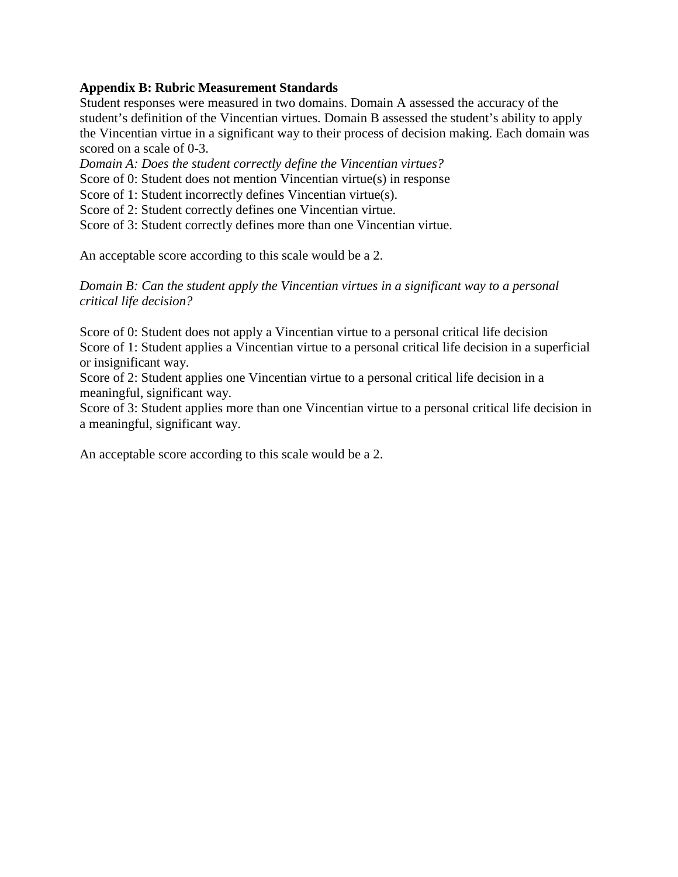**Appendix B: Rubric Measurement Standards**

Student responses were measured in two domains. Domain A assessed the accuracy of the student's definition of the Vincentian virtues. Domain B assessed the student's ability to apply the Vincentian virtue in a significant way to their process of decision making. Each domain was scored on a scale of 0-3.

*Domain A: Does the student correctly define the Vincentian virtues?*

Score of 0: Student does not mention Vincentian virtue(s) in response
Score of 1: Student incorrectly defines Vincentian virtue(s).
Score of 2: Student correctly defines one Vincentian virtue.
Score of 3: Student correctly defines more than one Vincentian virtue.

An acceptable score according to this scale would be a 2.

*Domain B: Can the student apply the Vincentian virtues in a significant way to a personal critical life decision?*

Score of 0: Student does not apply a Vincentian virtue to a personal critical life decision
Score of 1: Student applies a Vincentian virtue to a personal critical life decision in a superficial or insignificant way.
Score of 2: Student applies one Vincentian virtue to a personal critical life decision in a meaningful, significant way.
Score of 3: Student applies more than one Vincentian virtue to a personal critical life decision in a meaningful, significant way.

An acceptable score according to this scale would be a 2.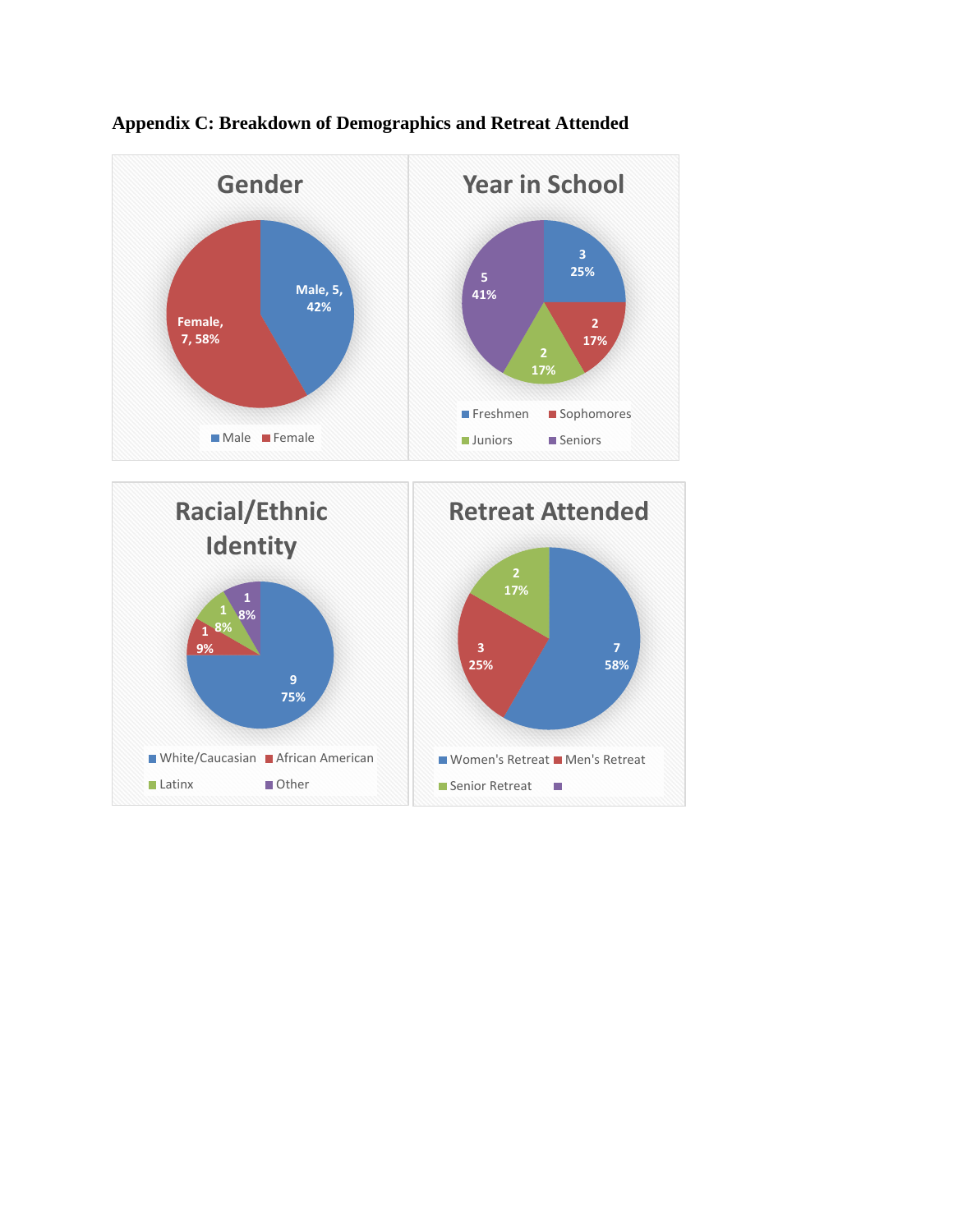**Appendix C: Breakdown of Demographics and Retreat Attended**

**Gender**

| Category | Count | Percent |
| --- | --- | --- |
| Male | 5 | 42% |
| Female | 7 | 58% |

**Year in School**

| Category | Count | Percent |
| --- | --- | --- |
| Freshmen | 3 | 25% |
| Sophomores | 2 | 17% |
| Juniors | 2 | 17% |
| Seniors | 5 | 41% |

**Racial/Ethnic Identity**

| Category | Count | Percent |
| --- | --- | --- |
| White/Caucasian | 9 | 75% |
| African American | 1 | 9% |
| Latinx | 1 | 8% |
| Other | 1 | 8% |

**Retreat Attended**

| Category | Count | Percent |
| --- | --- | --- |
| Women's Retreat | 7 | 58% |
| Men's Retreat | 3 | 25% |
| Senior Retreat | 2 | 17% |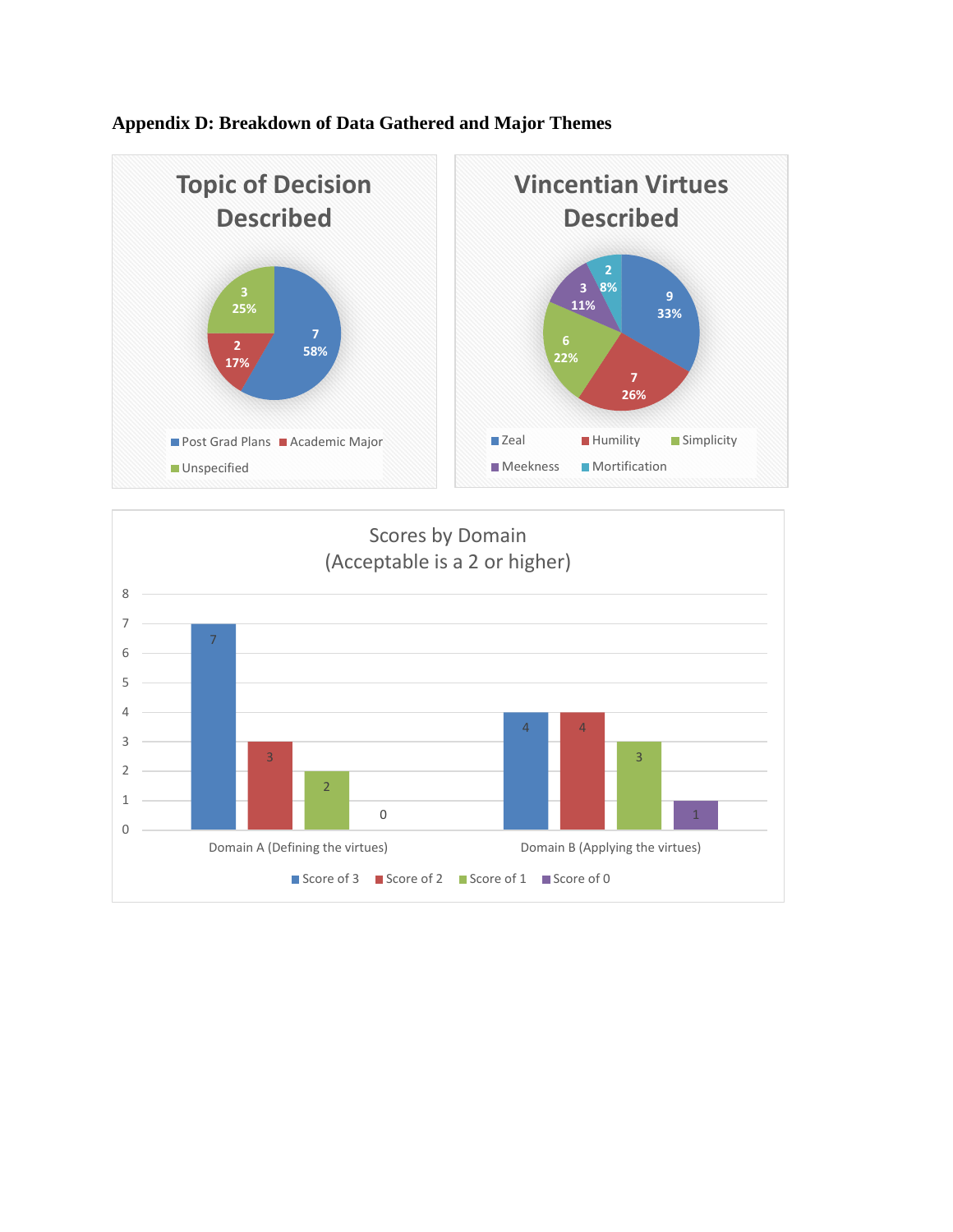## Appendix D: Breakdown of Data Gathered and Major Themes

**Topic of Decision Described**

| Topic | Count | Percent |
|---|---|---|
| Post Grad Plans | 7 | 58% |
| Academic Major | 2 | 17% |
| Unspecified | 3 | 25% |

**Vincentian Virtues Described**

| Virtue | Count | Percent |
|---|---|---|
| Zeal | 9 | 33% |
| Humility | 7 | 26% |
| Simplicity | 6 | 22% |
| Meekness | 3 | 11% |
| Mortification | 2 | 8% |

**Scores by Domain (Acceptable is a 2 or higher)**

| Domain | Score of 3 | Score of 2 | Score of 1 | Score of 0 |
|---|---|---|---|---|
| Domain A (Defining the virtues) | 7 | 3 | 2 | 0 |
| Domain B (Applying the virtues) | 4 | 4 | 3 | 1 |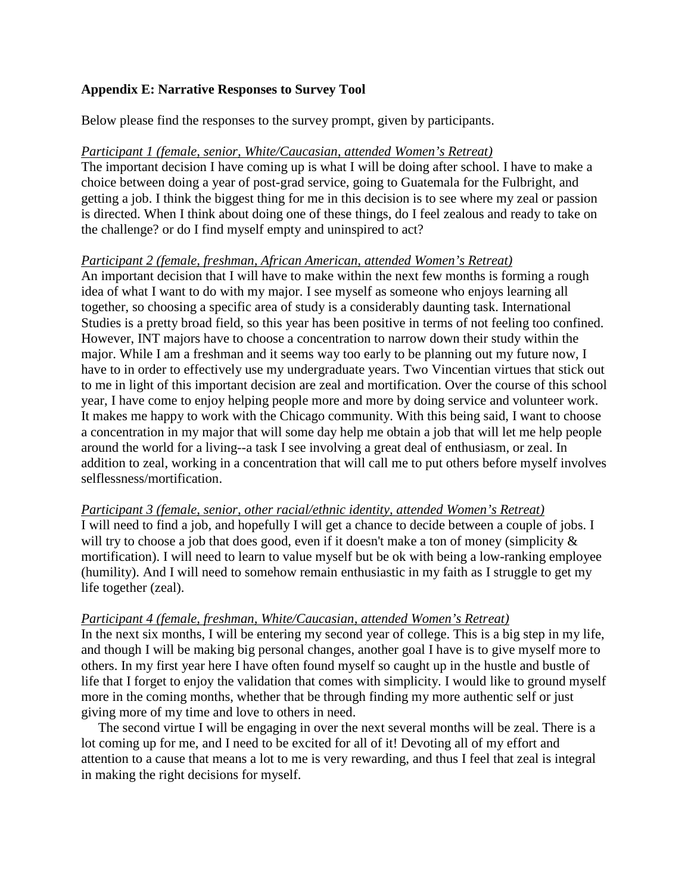### Appendix E: Narrative Responses to Survey Tool

Below please find the responses to the survey prompt, given by participants.

*Participant 1 (female, senior, White/Caucasian, attended Women's Retreat)*

The important decision I have coming up is what I will be doing after school. I have to make a choice between doing a year of post-grad service, going to Guatemala for the Fulbright, and getting a job. I think the biggest thing for me in this decision is to see where my zeal or passion is directed. When I think about doing one of these things, do I feel zealous and ready to take on the challenge? or do I find myself empty and uninspired to act?

*Participant 2 (female, freshman, African American, attended Women's Retreat)*

An important decision that I will have to make within the next few months is forming a rough idea of what I want to do with my major. I see myself as someone who enjoys learning all together, so choosing a specific area of study is a considerably daunting task. International Studies is a pretty broad field, so this year has been positive in terms of not feeling too confined. However, INT majors have to choose a concentration to narrow down their study within the major. While I am a freshman and it seems way too early to be planning out my future now, I have to in order to effectively use my undergraduate years. Two Vincentian virtues that stick out to me in light of this important decision are zeal and mortification. Over the course of this school year, I have come to enjoy helping people more and more by doing service and volunteer work. It makes me happy to work with the Chicago community. With this being said, I want to choose a concentration in my major that will some day help me obtain a job that will let me help people around the world for a living--a task I see involving a great deal of enthusiasm, or zeal. In addition to zeal, working in a concentration that will call me to put others before myself involves selflessness/mortification.

*Participant 3 (female, senior, other racial/ethnic identity, attended Women's Retreat)*

I will need to find a job, and hopefully I will get a chance to decide between a couple of jobs. I will try to choose a job that does good, even if it doesn't make a ton of money (simplicity & mortification). I will need to learn to value myself but be ok with being a low-ranking employee (humility). And I will need to somehow remain enthusiastic in my faith as I struggle to get my life together (zeal).

*Participant 4 (female, freshman, White/Caucasian, attended Women's Retreat)*

In the next six months, I will be entering my second year of college. This is a big step in my life, and though I will be making big personal changes, another goal I have is to give myself more to others. In my first year here I have often found myself so caught up in the hustle and bustle of life that I forget to enjoy the validation that comes with simplicity. I would like to ground myself more in the coming months, whether that be through finding my more authentic self or just giving more of my time and love to others in need.

The second virtue I will be engaging in over the next several months will be zeal. There is a lot coming up for me, and I need to be excited for all of it! Devoting all of my effort and attention to a cause that means a lot to me is very rewarding, and thus I feel that zeal is integral in making the right decisions for myself.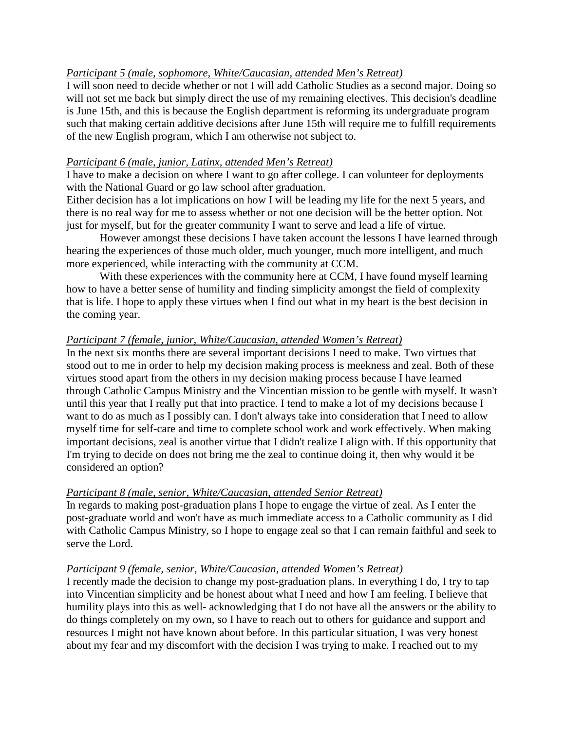*Participant 5 (male, sophomore, White/Caucasian, attended Men's Retreat)*

I will soon need to decide whether or not I will add Catholic Studies as a second major. Doing so will not set me back but simply direct the use of my remaining electives. This decision's deadline is June 15th, and this is because the English department is reforming its undergraduate program such that making certain additive decisions after June 15th will require me to fulfill requirements of the new English program, which I am otherwise not subject to.

*Participant 6 (male, junior, Latinx, attended Men's Retreat)*

I have to make a decision on where I want to go after college. I can volunteer for deployments with the National Guard or go law school after graduation.

Either decision has a lot implications on how I will be leading my life for the next 5 years, and there is no real way for me to assess whether or not one decision will be the better option. Not just for myself, but for the greater community I want to serve and lead a life of virtue.

However amongst these decisions I have taken account the lessons I have learned through hearing the experiences of those much older, much younger, much more intelligent, and much more experienced, while interacting with the community at CCM.

With these experiences with the community here at CCM, I have found myself learning how to have a better sense of humility and finding simplicity amongst the field of complexity that is life. I hope to apply these virtues when I find out what in my heart is the best decision in the coming year.

*Participant 7 (female, junior, White/Caucasian, attended Women's Retreat)*

In the next six months there are several important decisions I need to make. Two virtues that stood out to me in order to help my decision making process is meekness and zeal. Both of these virtues stood apart from the others in my decision making process because I have learned through Catholic Campus Ministry and the Vincentian mission to be gentle with myself. It wasn't until this year that I really put that into practice. I tend to make a lot of my decisions because I want to do as much as I possibly can. I don't always take into consideration that I need to allow myself time for self-care and time to complete school work and work effectively. When making important decisions, zeal is another virtue that I didn't realize I align with. If this opportunity that I'm trying to decide on does not bring me the zeal to continue doing it, then why would it be considered an option?

*Participant 8 (male, senior, White/Caucasian, attended Senior Retreat)*

In regards to making post-graduation plans I hope to engage the virtue of zeal. As I enter the post-graduate world and won't have as much immediate access to a Catholic community as I did with Catholic Campus Ministry, so I hope to engage zeal so that I can remain faithful and seek to serve the Lord.

*Participant 9 (female, senior, White/Caucasian, attended Women's Retreat)*

I recently made the decision to change my post-graduation plans. In everything I do, I try to tap into Vincentian simplicity and be honest about what I need and how I am feeling. I believe that humility plays into this as well- acknowledging that I do not have all the answers or the ability to do things completely on my own, so I have to reach out to others for guidance and support and resources I might not have known about before. In this particular situation, I was very honest about my fear and my discomfort with the decision I was trying to make. I reached out to my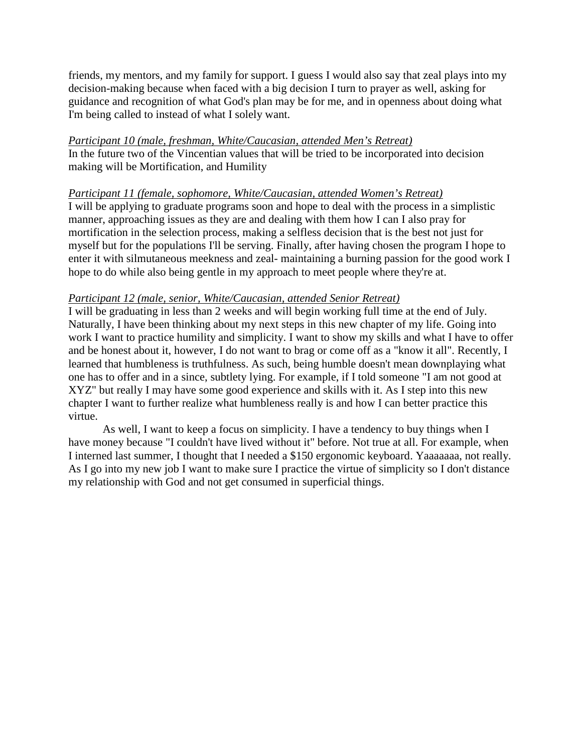friends, my mentors, and my family for support. I guess I would also say that zeal plays into my decision-making because when faced with a big decision I turn to prayer as well, asking for guidance and recognition of what God's plan may be for me, and in openness about doing what I'm being called to instead of what I solely want.

*Participant 10 (male, freshman, White/Caucasian, attended Men's Retreat)*

In the future two of the Vincentian values that will be tried to be incorporated into decision making will be Mortification, and Humility

*Participant 11 (female, sophomore, White/Caucasian, attended Women's Retreat)*

I will be applying to graduate programs soon and hope to deal with the process in a simplistic manner, approaching issues as they are and dealing with them how I can I also pray for mortification in the selection process, making a selfless decision that is the best not just for myself but for the populations I'll be serving. Finally, after having chosen the program I hope to enter it with silmutaneous meekness and zeal- maintaining a burning passion for the good work I hope to do while also being gentle in my approach to meet people where they're at.

*Participant 12 (male, senior, White/Caucasian, attended Senior Retreat)*

I will be graduating in less than 2 weeks and will begin working full time at the end of July. Naturally, I have been thinking about my next steps in this new chapter of my life. Going into work I want to practice humility and simplicity. I want to show my skills and what I have to offer and be honest about it, however, I do not want to brag or come off as a "know it all". Recently, I learned that humbleness is truthfulness. As such, being humble doesn't mean downplaying what one has to offer and in a since, subtlety lying. For example, if I told someone "I am not good at XYZ" but really I may have some good experience and skills with it. As I step into this new chapter I want to further realize what humbleness really is and how I can better practice this virtue.

As well, I want to keep a focus on simplicity. I have a tendency to buy things when I have money because "I couldn't have lived without it" before. Not true at all. For example, when I interned last summer, I thought that I needed a $150 ergonomic keyboard. Yaaaaaaa, not really. As I go into my new job I want to make sure I practice the virtue of simplicity so I don't distance my relationship with God and not get consumed in superficial things.